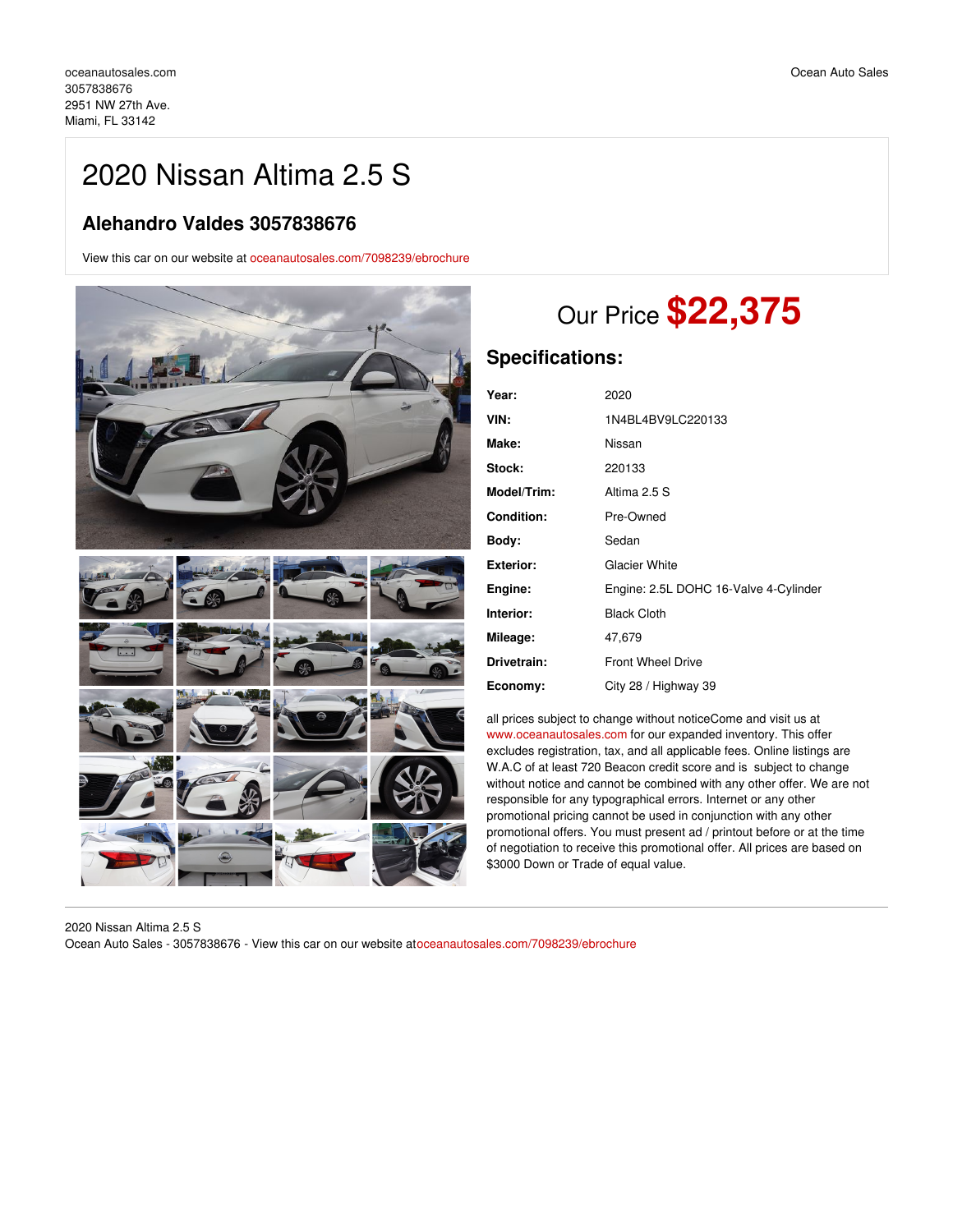oceanautosales.com
3057838676
2951 NW 27th Ave.
Miami, FL 33142

Ocean Auto Sales

# 2020 Nissan Altima 2.5 S

## Alehandro Valdes 3057838676

View this car on our website at oceanautosales.com/7098239/ebrochure

Our Price **$22,375**

## Specifications:

| | |
|---|---|
| **Year:** | 2020 |
| **VIN:** | 1N4BL4BV9LC220133 |
| **Make:** | Nissan |
| **Stock:** | 220133 |
| **Model/Trim:** | Altima 2.5 S |
| **Condition:** | Pre-Owned |
| **Body:** | Sedan |
| **Exterior:** | Glacier White |
| **Engine:** | Engine: 2.5L DOHC 16-Valve 4-Cylinder |
| **Interior:** | Black Cloth |
| **Mileage:** | 47,679 |
| **Drivetrain:** | Front Wheel Drive |
| **Economy:** | City 28 / Highway 39 |

all prices subject to change without noticeCome and visit us at www.oceanautosales.com for our expanded inventory. This offer excludes registration, tax, and all applicable fees. Online listings are W.A.C of at least 720 Beacon credit score and is subject to change without notice and cannot be combined with any other offer. We are not responsible for any typographical errors. Internet or any other promotional pricing cannot be used in conjunction with any other promotional offers. You must present ad / printout before or at the time of negotiation to receive this promotional offer. All prices are based on $3000 Down or Trade of equal value.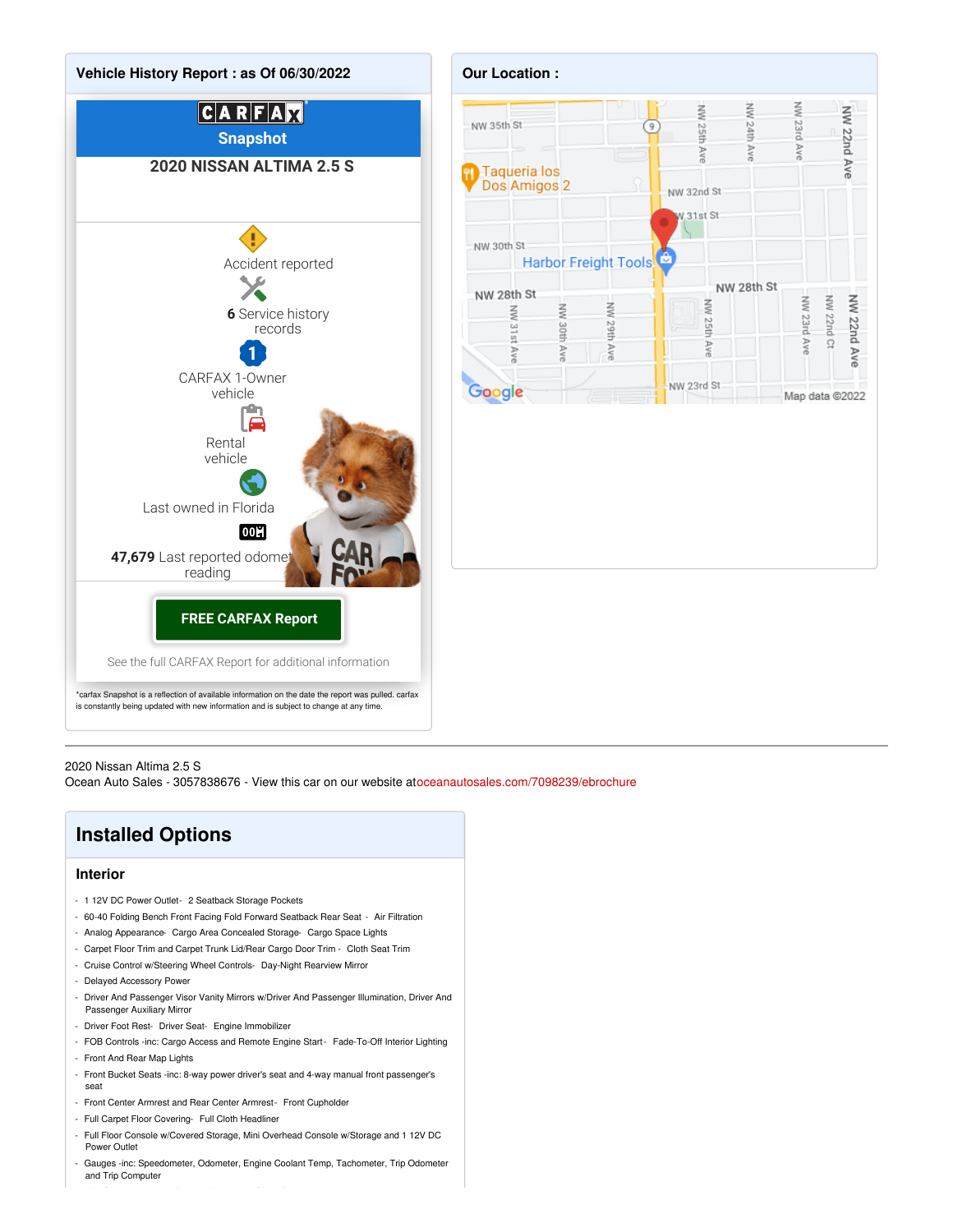## Vehicle History Report : as Of 06/30/2022

**CARFAX Snapshot**

**2020 NISSAN ALTIMA 2.5 S**

Accident reported

**6** Service history records

CARFAX 1-Owner vehicle

Rental vehicle

Last owned in Florida

**47,679** Last reported odometer reading

**FREE CARFAX Report**

See the full CARFAX Report for additional information

*carfax Snapshot is a reflection of available information on the date the report was pulled. carfax is constantly being updated with new information and is subject to change at any time.

## Our Location :

2020 Nissan Altima 2.5 S
Ocean Auto Sales - 3057838676 - View this car on our website atoceanautosales.com/7098239/ebrochure

# Installed Options

### Interior

- 1 12V DC Power Outlet- 2 Seatback Storage Pockets
- 60-40 Folding Bench Front Facing Fold Forward Seatback Rear Seat - Air Filtration
- Analog Appearance- Cargo Area Concealed Storage- Cargo Space Lights
- Carpet Floor Trim and Carpet Trunk Lid/Rear Cargo Door Trim - Cloth Seat Trim
- Cruise Control w/Steering Wheel Controls- Day-Night Rearview Mirror
- Delayed Accessory Power
- Driver And Passenger Visor Vanity Mirrors w/Driver And Passenger Illumination, Driver And Passenger Auxiliary Mirror
- Driver Foot Rest- Driver Seat- Engine Immobilizer
- FOB Controls -inc: Cargo Access and Remote Engine Start - Fade-To-Off Interior Lighting
- Front And Rear Map Lights
- Front Bucket Seats -inc: 8-way power driver's seat and 4-way manual front passenger's seat
- Front Center Armrest and Rear Center Armrest- Front Cupholder
- Full Carpet Floor Covering- Full Cloth Headliner
- Full Floor Console w/Covered Storage, Mini Overhead Console w/Storage and 1 12V DC Power Outlet
- Gauges -inc: Speedometer, Odometer, Engine Coolant Temp, Tachometer, Trip Odometer and Trip Computer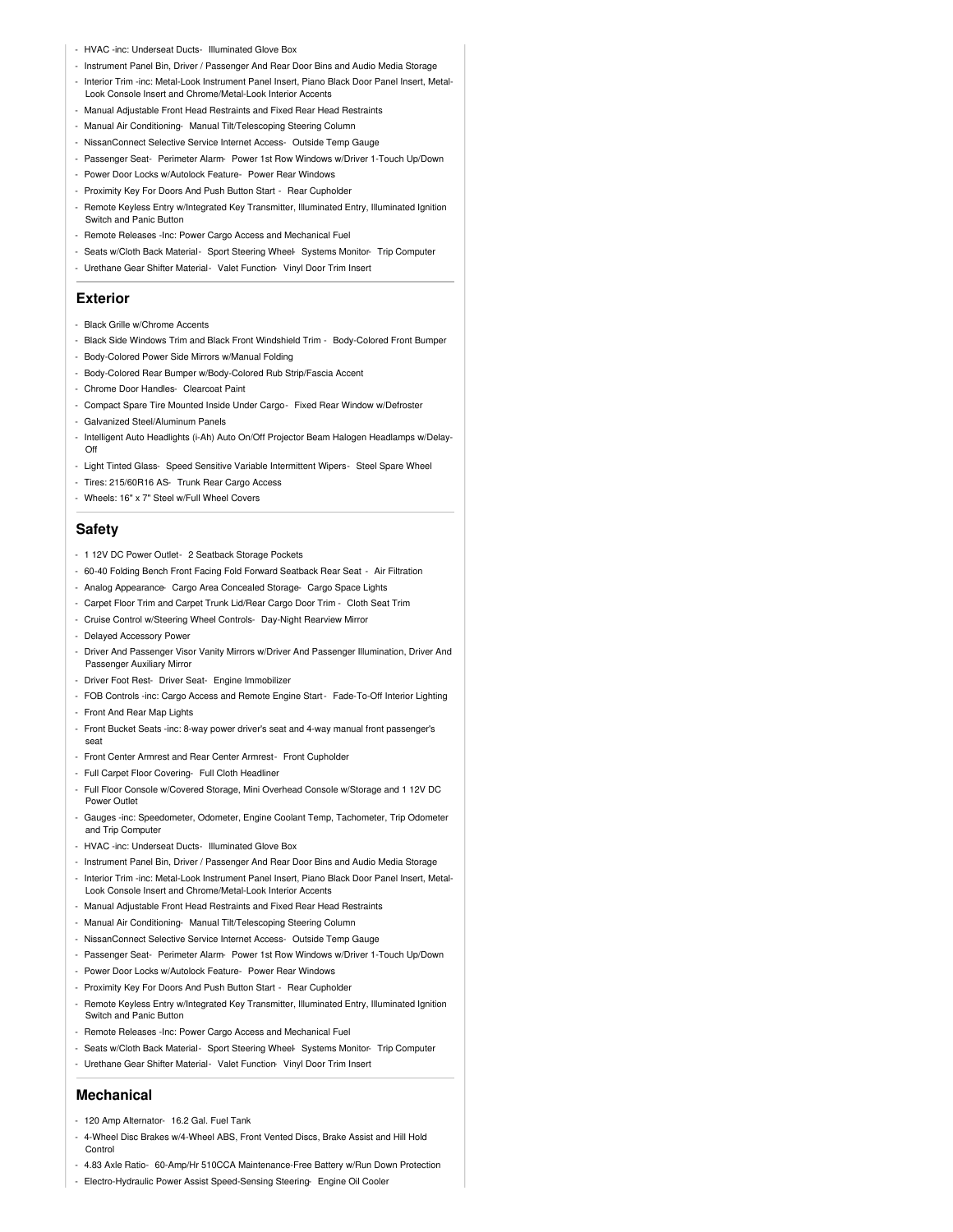- HVAC -inc: Underseat Ducts- Illuminated Glove Box
- Instrument Panel Bin, Driver / Passenger And Rear Door Bins and Audio Media Storage
- Interior Trim -inc: Metal-Look Instrument Panel Insert, Piano Black Door Panel Insert, Metal-Look Console Insert and Chrome/Metal-Look Interior Accents
- Manual Adjustable Front Head Restraints and Fixed Rear Head Restraints
- Manual Air Conditioning- Manual Tilt/Telescoping Steering Column
- NissanConnect Selective Service Internet Access- Outside Temp Gauge
- Passenger Seat- Perimeter Alarm- Power 1st Row Windows w/Driver 1-Touch Up/Down
- Power Door Locks w/Autolock Feature- Power Rear Windows
- Proximity Key For Doors And Push Button Start - Rear Cupholder
- Remote Keyless Entry w/Integrated Key Transmitter, Illuminated Entry, Illuminated Ignition Switch and Panic Button
- Remote Releases -Inc: Power Cargo Access and Mechanical Fuel
- Seats w/Cloth Back Material- Sport Steering Wheel- Systems Monitor- Trip Computer
- Urethane Gear Shifter Material- Valet Function- Vinyl Door Trim Insert

## Exterior

- Black Grille w/Chrome Accents
- Black Side Windows Trim and Black Front Windshield Trim - Body-Colored Front Bumper
- Body-Colored Power Side Mirrors w/Manual Folding
- Body-Colored Rear Bumper w/Body-Colored Rub Strip/Fascia Accent
- Chrome Door Handles- Clearcoat Paint
- Compact Spare Tire Mounted Inside Under Cargo- Fixed Rear Window w/Defroster
- Galvanized Steel/Aluminum Panels
- Intelligent Auto Headlights (i-Ah) Auto On/Off Projector Beam Halogen Headlamps w/Delay-Off
- Light Tinted Glass- Speed Sensitive Variable Intermittent Wipers- Steel Spare Wheel
- Tires: 215/60R16 AS- Trunk Rear Cargo Access
- Wheels: 16" x 7" Steel w/Full Wheel Covers

## Safety

- 1 12V DC Power Outlet- 2 Seatback Storage Pockets
- 60-40 Folding Bench Front Facing Fold Forward Seatback Rear Seat - Air Filtration
- Analog Appearance- Cargo Area Concealed Storage- Cargo Space Lights
- Carpet Floor Trim and Carpet Trunk Lid/Rear Cargo Door Trim - Cloth Seat Trim
- Cruise Control w/Steering Wheel Controls- Day-Night Rearview Mirror
- Delayed Accessory Power
- Driver And Passenger Visor Vanity Mirrors w/Driver And Passenger Illumination, Driver And Passenger Auxiliary Mirror
- Driver Foot Rest- Driver Seat- Engine Immobilizer
- FOB Controls -inc: Cargo Access and Remote Engine Start- Fade-To-Off Interior Lighting
- Front And Rear Map Lights
- Front Bucket Seats -inc: 8-way power driver's seat and 4-way manual front passenger's seat
- Front Center Armrest and Rear Center Armrest- Front Cupholder
- Full Carpet Floor Covering- Full Cloth Headliner
- Full Floor Console w/Covered Storage, Mini Overhead Console w/Storage and 1 12V DC Power Outlet
- Gauges -inc: Speedometer, Odometer, Engine Coolant Temp, Tachometer, Trip Odometer and Trip Computer
- HVAC -inc: Underseat Ducts- Illuminated Glove Box
- Instrument Panel Bin, Driver / Passenger And Rear Door Bins and Audio Media Storage
- Interior Trim -inc: Metal-Look Instrument Panel Insert, Piano Black Door Panel Insert, Metal-Look Console Insert and Chrome/Metal-Look Interior Accents
- Manual Adjustable Front Head Restraints and Fixed Rear Head Restraints
- Manual Air Conditioning- Manual Tilt/Telescoping Steering Column
- NissanConnect Selective Service Internet Access- Outside Temp Gauge
- Passenger Seat- Perimeter Alarm- Power 1st Row Windows w/Driver 1-Touch Up/Down
- Power Door Locks w/Autolock Feature- Power Rear Windows
- Proximity Key For Doors And Push Button Start - Rear Cupholder
- Remote Keyless Entry w/Integrated Key Transmitter, Illuminated Entry, Illuminated Ignition Switch and Panic Button
- Remote Releases -Inc: Power Cargo Access and Mechanical Fuel
- Seats w/Cloth Back Material- Sport Steering Wheel- Systems Monitor- Trip Computer
- Urethane Gear Shifter Material- Valet Function- Vinyl Door Trim Insert

## Mechanical

- 120 Amp Alternator- 16.2 Gal. Fuel Tank
- 4-Wheel Disc Brakes w/4-Wheel ABS, Front Vented Discs, Brake Assist and Hill Hold Control
- 4.83 Axle Ratio- 60-Amp/Hr 510CCA Maintenance-Free Battery w/Run Down Protection
- Electro-Hydraulic Power Assist Speed-Sensing Steering- Engine Oil Cooler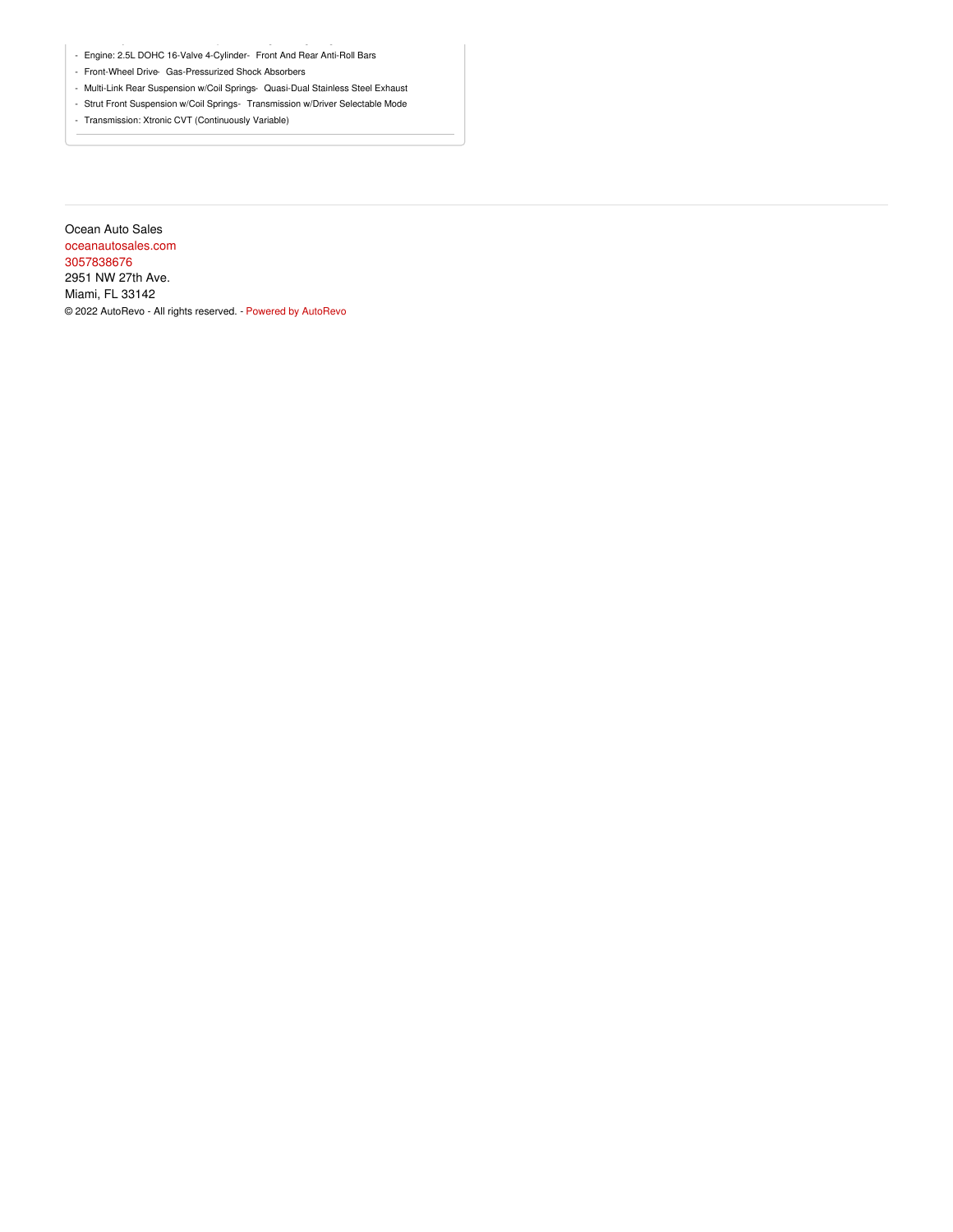- Engine: 2.5L DOHC 16-Valve 4-Cylinder- Front And Rear Anti-Roll Bars
- Front-Wheel Drive- Gas-Pressurized Shock Absorbers
- Multi-Link Rear Suspension w/Coil Springs- Quasi-Dual Stainless Steel Exhaust
- Strut Front Suspension w/Coil Springs- Transmission w/Driver Selectable Mode
- Transmission: Xtronic CVT (Continuously Variable)

---

Ocean Auto Sales
oceanautosales.com
3057838676
2951 NW 27th Ave.
Miami, FL 33142
© 2022 AutoRevo - All rights reserved. - Powered by AutoRevo